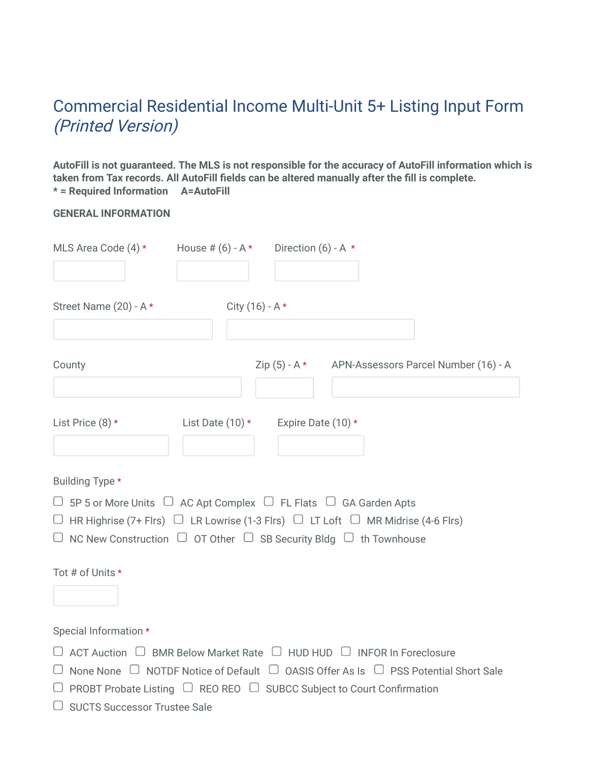# Commercial Residential Income Multi-Unit 5+ Listing Input Form *(Printed Version)*

**AutoFill is not guaranteed. The MLS is not responsible for the accuracy of AutoFill information which is taken from Tax records. All AutoFill fields can be altered manually after the fill is complete.**
**\* = Required Information A=AutoFill**

**GENERAL INFORMATION**

MLS Area Code (4) *

House # (6) - A *

Direction (6) - A *

Street Name (20) - A *

City (16) - A *

County

Zip (5) - A *

APN-Assessors Parcel Number (16) - A

List Price (8) *

List Date (10) *

Expire Date (10) *

Building Type *

- ☐ 5P 5 or More Units
- ☐ AC Apt Complex
- ☐ FL Flats
- ☐ GA Garden Apts
- ☐ HR Highrise (7+ Flrs)
- ☐ LR Lowrise (1-3 Flrs)
- ☐ LT Loft
- ☐ MR Midrise (4-6 Flrs)
- ☐ NC New Construction
- ☐ OT Other
- ☐ SB Security Bldg
- ☐ th Townhouse

Tot # of Units *

Special Information *

- ☐ ACT Auction
- ☐ BMR Below Market Rate
- ☐ HUD HUD
- ☐ INFOR In Foreclosure
- ☐ None None
- ☐ NOTDF Notice of Default
- ☐ OASIS Offer As Is
- ☐ PSS Potential Short Sale
- ☐ PROBT Probate Listing
- ☐ REO REO
- ☐ SUBCC Subject to Court Confirmation
- ☐ SUCTS Successor Trustee Sale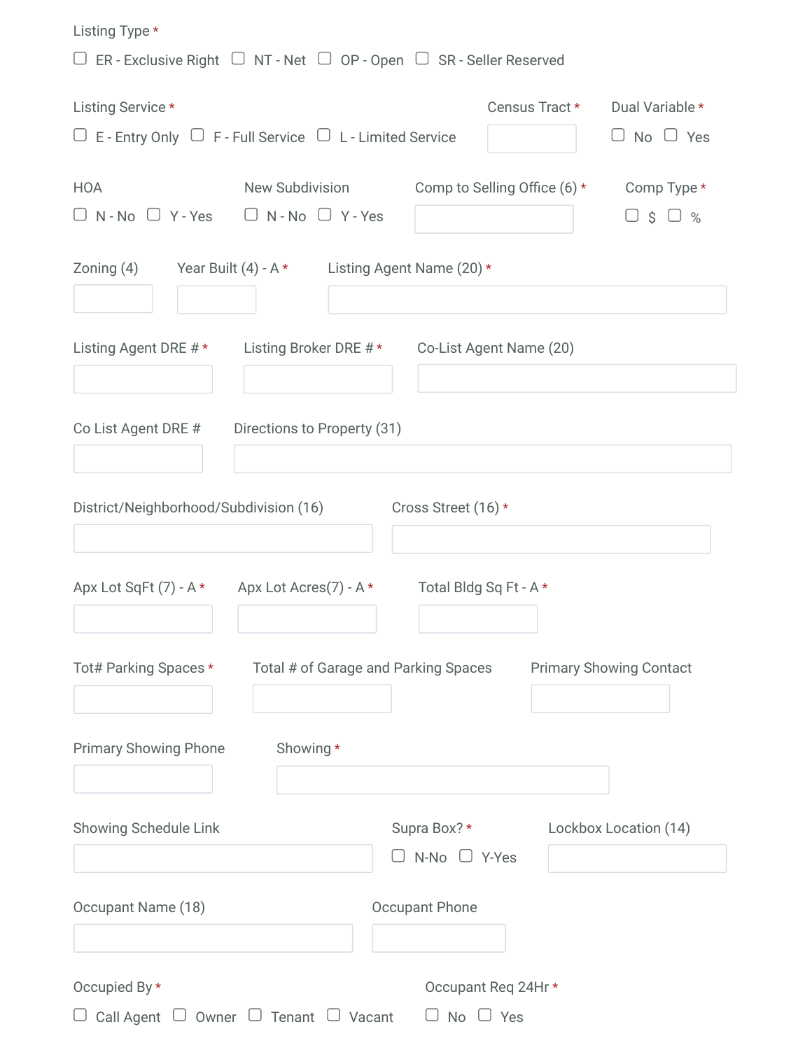Listing Type *

☐ ER - Exclusive Right ☐ NT - Net ☐ OP - Open ☐ SR - Seller Reserved

Listing Service *

☐ E - Entry Only ☐ F - Full Service ☐ L - Limited Service

Census Tract *

Dual Variable *

☐ No ☐ Yes

HOA

☐ N - No ☐ Y - Yes

New Subdivision

☐ N - No ☐ Y - Yes

Comp to Selling Office (6) *

Comp Type *

☐ $ ☐ %

Zoning (4)

Year Built (4) - A *

Listing Agent Name (20) *

Listing Agent DRE # *

Listing Broker DRE # *

Co-List Agent Name (20)

Co List Agent DRE #

Directions to Property (31)

District/Neighborhood/Subdivision (16)

Cross Street (16) *

Apx Lot SqFt (7) - A *

Apx Lot Acres(7) - A *

Total Bldg Sq Ft - A *

Tot# Parking Spaces *

Total # of Garage and Parking Spaces

Primary Showing Contact

Primary Showing Phone

Showing *

Showing Schedule Link

Supra Box? *

☐ N-No ☐ Y-Yes

Lockbox Location (14)

Occupant Name (18)

Occupant Phone

Occupied By *

☐ Call Agent ☐ Owner ☐ Tenant ☐ Vacant

Occupant Req 24Hr *

☐ No ☐ Yes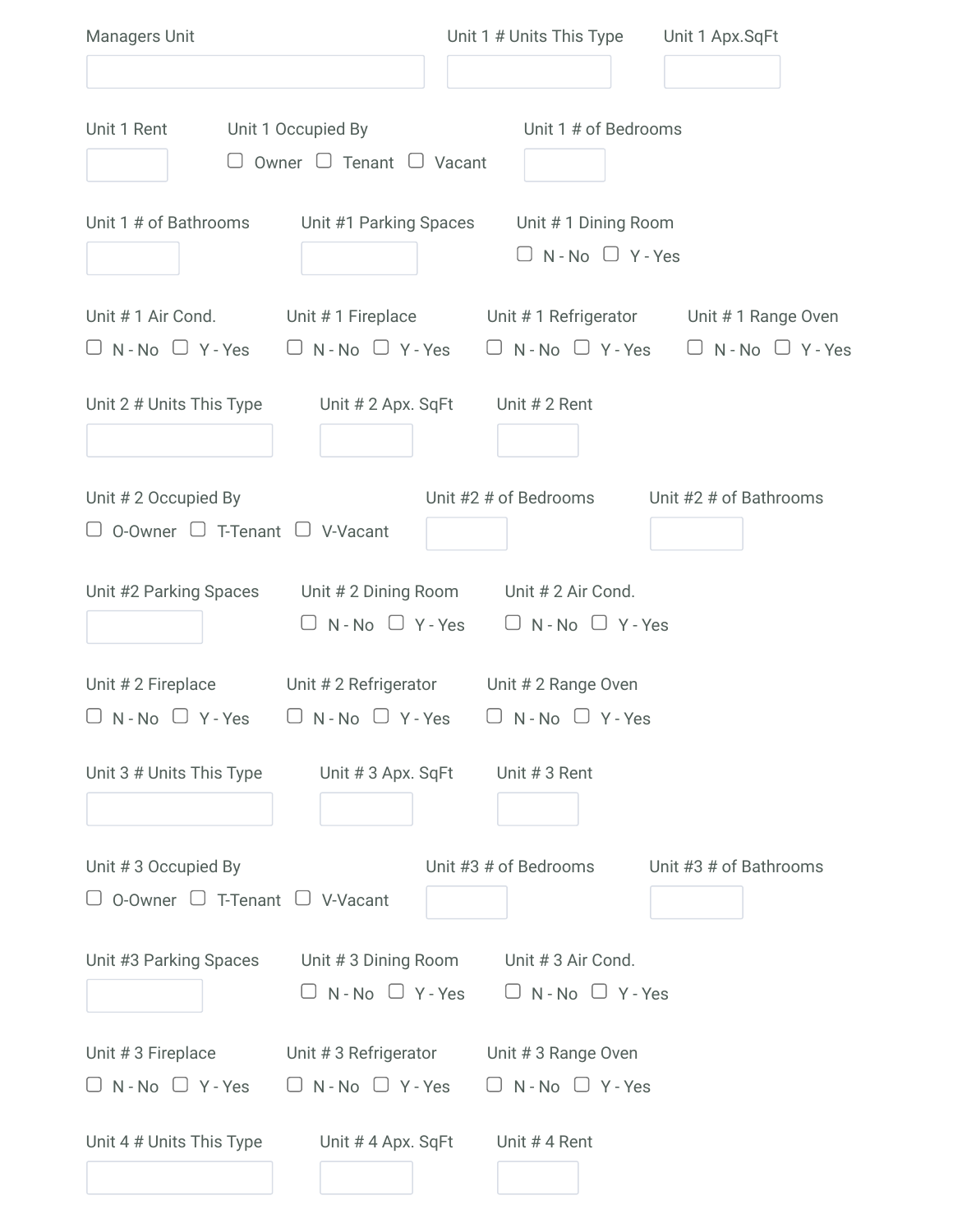Managers Unit

Unit 1 # Units This Type

Unit 1 Apx.SqFt

Unit 1 Rent

Unit 1 Occupied By

☐ Owner ☐ Tenant ☐ Vacant

Unit 1 # of Bedrooms

Unit 1 # of Bathrooms

Unit #1 Parking Spaces

Unit # 1 Dining Room

☐ N - No ☐ Y - Yes

Unit # 1 Air Cond.

☐ N - No ☐ Y - Yes

Unit # 1 Fireplace

☐ N - No ☐ Y - Yes

Unit # 1 Refrigerator

☐ N - No ☐ Y - Yes

Unit # 1 Range Oven

☐ N - No ☐ Y - Yes

Unit 2 # Units This Type

Unit # 2 Apx. SqFt

Unit # 2 Rent

Unit # 2 Occupied By

☐ O-Owner ☐ T-Tenant ☐ V-Vacant

Unit #2 # of Bedrooms

Unit #2 # of Bathrooms

Unit #2 Parking Spaces

Unit # 2 Dining Room

☐ N - No ☐ Y - Yes

Unit # 2 Air Cond.

☐ N - No ☐ Y - Yes

Unit # 2 Fireplace

☐ N - No ☐ Y - Yes

Unit # 2 Refrigerator

☐ N - No ☐ Y - Yes

Unit # 2 Range Oven

☐ N - No ☐ Y - Yes

Unit 3 # Units This Type

Unit # 3 Apx. SqFt

Unit # 3 Rent

Unit # 3 Occupied By

☐ O-Owner ☐ T-Tenant ☐ V-Vacant

Unit #3 # of Bedrooms

Unit #3 # of Bathrooms

Unit #3 Parking Spaces

Unit # 3 Dining Room

☐ N - No ☐ Y - Yes

Unit # 3 Air Cond.

☐ N - No ☐ Y - Yes

Unit # 3 Fireplace

☐ N - No ☐ Y - Yes

Unit # 3 Refrigerator

☐ N - No ☐ Y - Yes

Unit # 3 Range Oven

☐ N - No ☐ Y - Yes

Unit 4 # Units This Type

Unit # 4 Apx. SqFt

Unit # 4 Rent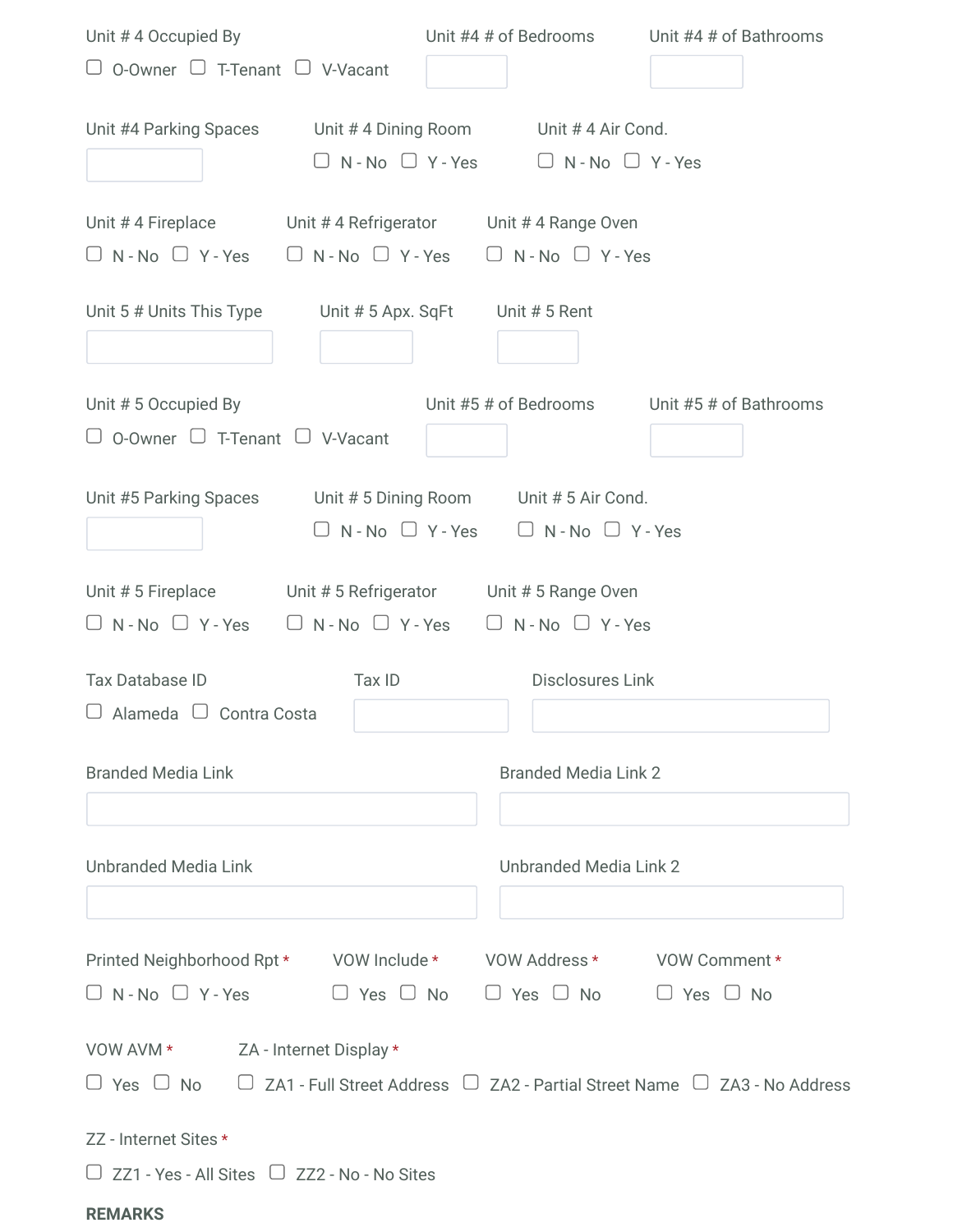Unit # 4 Occupied By

☐ O-Owner ☐ T-Tenant ☐ V-Vacant

Unit #4 # of Bedrooms

Unit #4 # of Bathrooms

Unit #4 Parking Spaces

Unit # 4 Dining Room

☐ N - No ☐ Y - Yes

Unit # 4 Air Cond.

☐ N - No ☐ Y - Yes

Unit # 4 Fireplace

☐ N - No ☐ Y - Yes

Unit # 4 Refrigerator

☐ N - No ☐ Y - Yes

Unit # 4 Range Oven

☐ N - No ☐ Y - Yes

Unit 5 # Units This Type

Unit # 5 Apx. SqFt

Unit # 5 Rent

Unit # 5 Occupied By

☐ O-Owner ☐ T-Tenant ☐ V-Vacant

Unit #5 # of Bedrooms

Unit #5 # of Bathrooms

Unit #5 Parking Spaces

Unit # 5 Dining Room

☐ N - No ☐ Y - Yes

Unit # 5 Air Cond.

☐ N - No ☐ Y - Yes

Unit # 5 Fireplace

☐ N - No ☐ Y - Yes

Unit # 5 Refrigerator

☐ N - No ☐ Y - Yes

Unit # 5 Range Oven

☐ N - No ☐ Y - Yes

Tax Database ID

☐ Alameda ☐ Contra Costa

Tax ID

Disclosures Link

Branded Media Link

Branded Media Link 2

Unbranded Media Link

Unbranded Media Link 2

Printed Neighborhood Rpt *

☐ N - No ☐ Y - Yes

VOW Include *

☐ Yes ☐ No

VOW Address *

☐ Yes ☐ No

VOW Comment *

☐ Yes ☐ No

VOW AVM *

☐ Yes ☐ No

ZA - Internet Display *

☐ ZA1 - Full Street Address ☐ ZA2 - Partial Street Name ☐ ZA3 - No Address

ZZ - Internet Sites *

☐ ZZ1 - Yes - All Sites ☐ ZZ2 - No - No Sites

**REMARKS**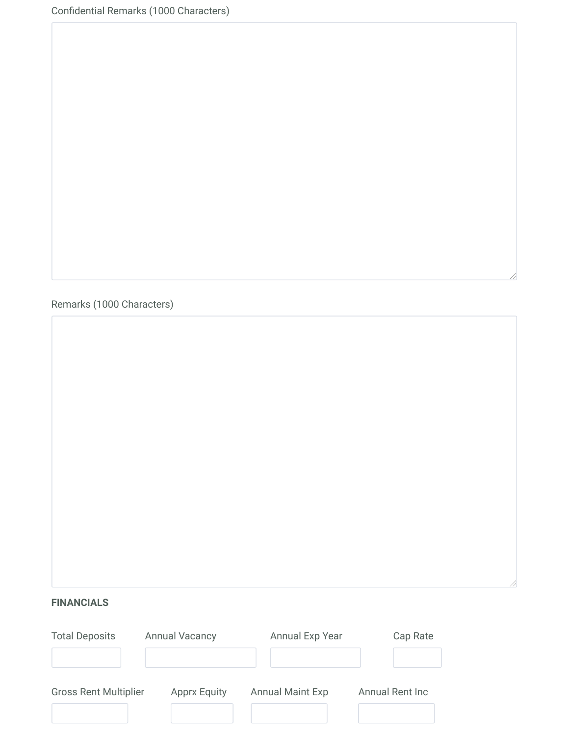Confidential Remarks (1000 Characters)

Remarks (1000 Characters)

**FINANCIALS**

| Total Deposits | Annual Vacancy | Annual Exp Year | Cap Rate |
| --- | --- | --- | --- |
| | | | |

| Gross Rent Multiplier | Apprx Equity | Annual Maint Exp | Annual Rent Inc |
| --- | --- | --- | --- |
| | | | |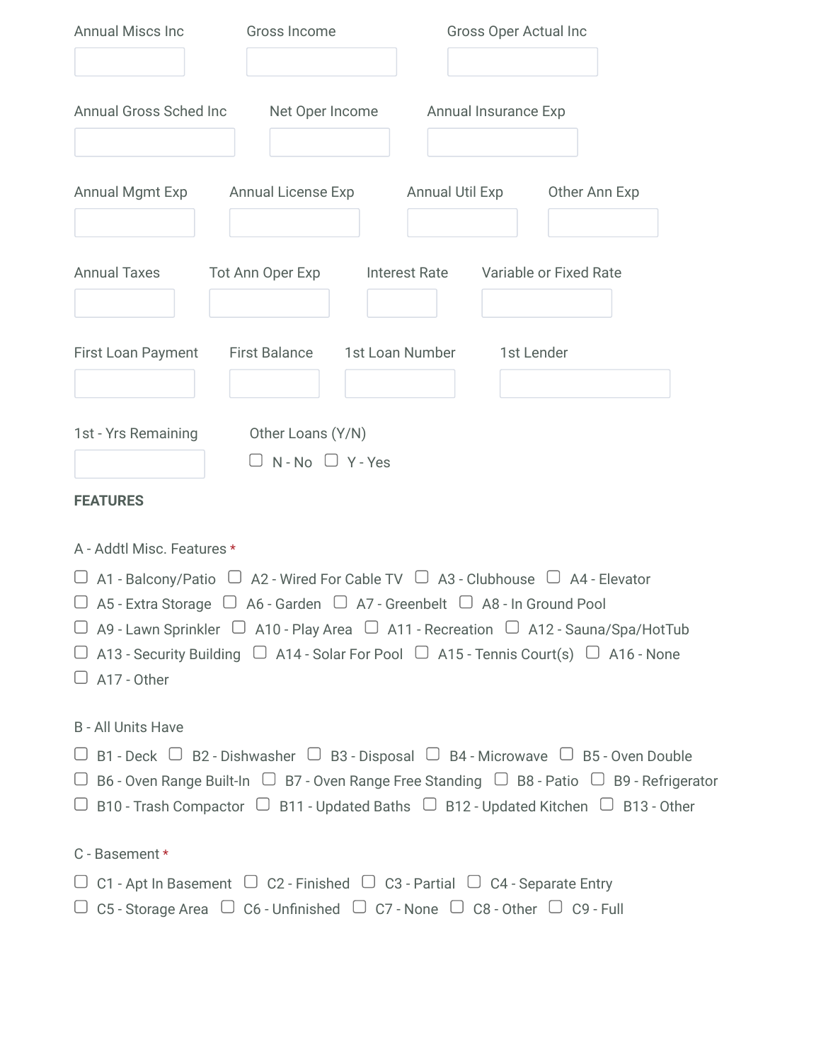Annual Miscs Inc

Gross Income

Gross Oper Actual Inc

Annual Gross Sched Inc

Net Oper Income

Annual Insurance Exp

Annual Mgmt Exp

Annual License Exp

Annual Util Exp

Other Ann Exp

Annual Taxes

Tot Ann Oper Exp

Interest Rate

Variable or Fixed Rate

First Loan Payment

First Balance

1st Loan Number

1st Lender

1st - Yrs Remaining

Other Loans (Y/N)

- [ ] N - No
- [ ] Y - Yes

**FEATURES**

A - Addtl Misc. Features *

- [ ] A1 - Balcony/Patio
- [ ] A2 - Wired For Cable TV
- [ ] A3 - Clubhouse
- [ ] A4 - Elevator
- [ ] A5 - Extra Storage
- [ ] A6 - Garden
- [ ] A7 - Greenbelt
- [ ] A8 - In Ground Pool
- [ ] A9 - Lawn Sprinkler
- [ ] A10 - Play Area
- [ ] A11 - Recreation
- [ ] A12 - Sauna/Spa/HotTub
- [ ] A13 - Security Building
- [ ] A14 - Solar For Pool
- [ ] A15 - Tennis Court(s)
- [ ] A16 - None
- [ ] A17 - Other

B - All Units Have

- [ ] B1 - Deck
- [ ] B2 - Dishwasher
- [ ] B3 - Disposal
- [ ] B4 - Microwave
- [ ] B5 - Oven Double
- [ ] B6 - Oven Range Built-In
- [ ] B7 - Oven Range Free Standing
- [ ] B8 - Patio
- [ ] B9 - Refrigerator
- [ ] B10 - Trash Compactor
- [ ] B11 - Updated Baths
- [ ] B12 - Updated Kitchen
- [ ] B13 - Other

C - Basement *

- [ ] C1 - Apt In Basement
- [ ] C2 - Finished
- [ ] C3 - Partial
- [ ] C4 - Separate Entry
- [ ] C5 - Storage Area
- [ ] C6 - Unfinished
- [ ] C7 - None
- [ ] C8 - Other
- [ ] C9 - Full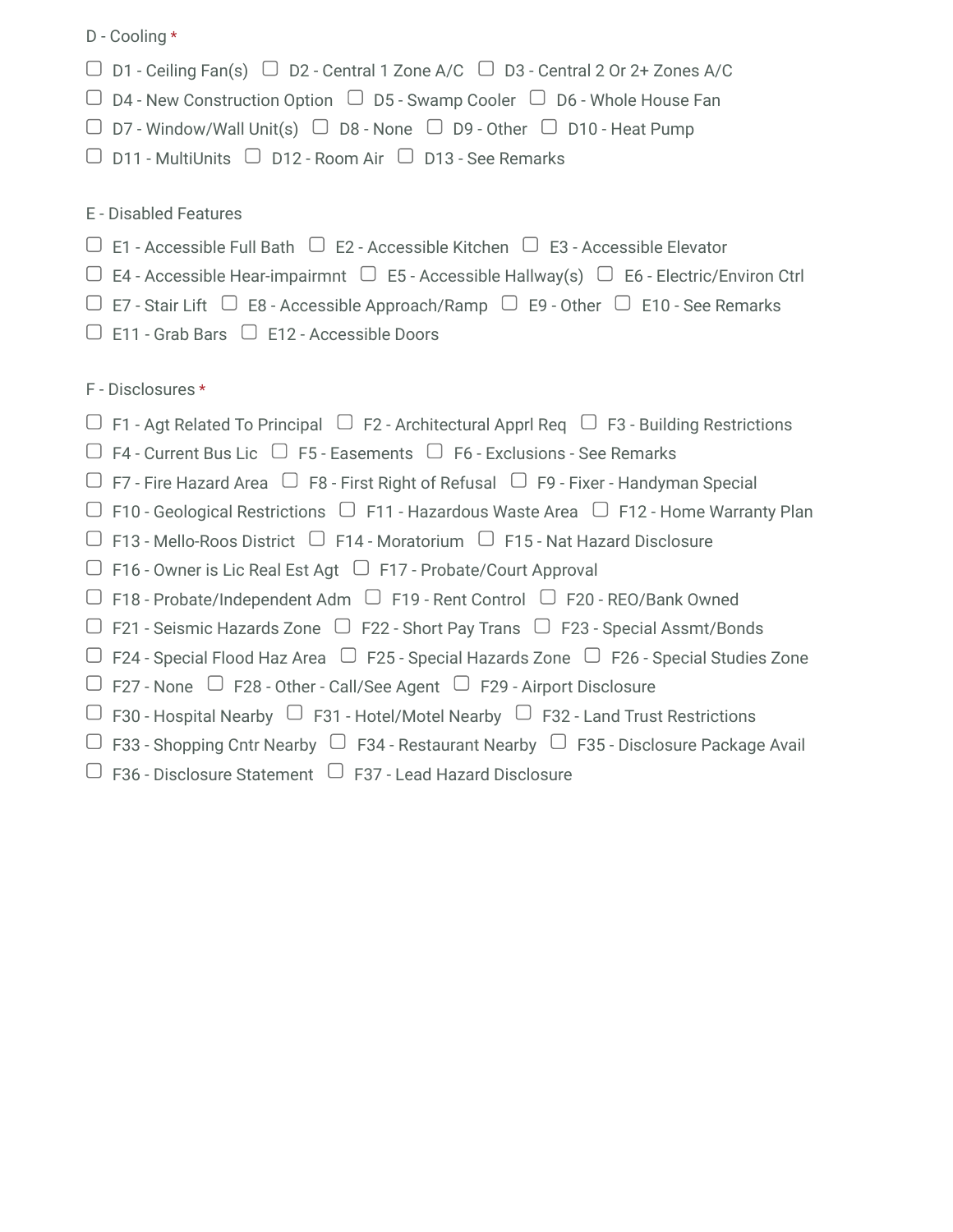D - Cooling *

- [ ] D1 - Ceiling Fan(s)
- [ ] D2 - Central 1 Zone A/C
- [ ] D3 - Central 2 Or 2+ Zones A/C
- [ ] D4 - New Construction Option
- [ ] D5 - Swamp Cooler
- [ ] D6 - Whole House Fan
- [ ] D7 - Window/Wall Unit(s)
- [ ] D8 - None
- [ ] D9 - Other
- [ ] D10 - Heat Pump
- [ ] D11 - MultiUnits
- [ ] D12 - Room Air
- [ ] D13 - See Remarks

E - Disabled Features

- [ ] E1 - Accessible Full Bath
- [ ] E2 - Accessible Kitchen
- [ ] E3 - Accessible Elevator
- [ ] E4 - Accessible Hear-impairmnt
- [ ] E5 - Accessible Hallway(s)
- [ ] E6 - Electric/Environ Ctrl
- [ ] E7 - Stair Lift
- [ ] E8 - Accessible Approach/Ramp
- [ ] E9 - Other
- [ ] E10 - See Remarks
- [ ] E11 - Grab Bars
- [ ] E12 - Accessible Doors

F - Disclosures *

- [ ] F1 - Agt Related To Principal
- [ ] F2 - Architectural Apprl Req
- [ ] F3 - Building Restrictions
- [ ] F4 - Current Bus Lic
- [ ] F5 - Easements
- [ ] F6 - Exclusions - See Remarks
- [ ] F7 - Fire Hazard Area
- [ ] F8 - First Right of Refusal
- [ ] F9 - Fixer - Handyman Special
- [ ] F10 - Geological Restrictions
- [ ] F11 - Hazardous Waste Area
- [ ] F12 - Home Warranty Plan
- [ ] F13 - Mello-Roos District
- [ ] F14 - Moratorium
- [ ] F15 - Nat Hazard Disclosure
- [ ] F16 - Owner is Lic Real Est Agt
- [ ] F17 - Probate/Court Approval
- [ ] F18 - Probate/Independent Adm
- [ ] F19 - Rent Control
- [ ] F20 - REO/Bank Owned
- [ ] F21 - Seismic Hazards Zone
- [ ] F22 - Short Pay Trans
- [ ] F23 - Special Assmt/Bonds
- [ ] F24 - Special Flood Haz Area
- [ ] F25 - Special Hazards Zone
- [ ] F26 - Special Studies Zone
- [ ] F27 - None
- [ ] F28 - Other - Call/See Agent
- [ ] F29 - Airport Disclosure
- [ ] F30 - Hospital Nearby
- [ ] F31 - Hotel/Motel Nearby
- [ ] F32 - Land Trust Restrictions
- [ ] F33 - Shopping Cntr Nearby
- [ ] F34 - Restaurant Nearby
- [ ] F35 - Disclosure Package Avail
- [ ] F36 - Disclosure Statement
- [ ] F37 - Lead Hazard Disclosure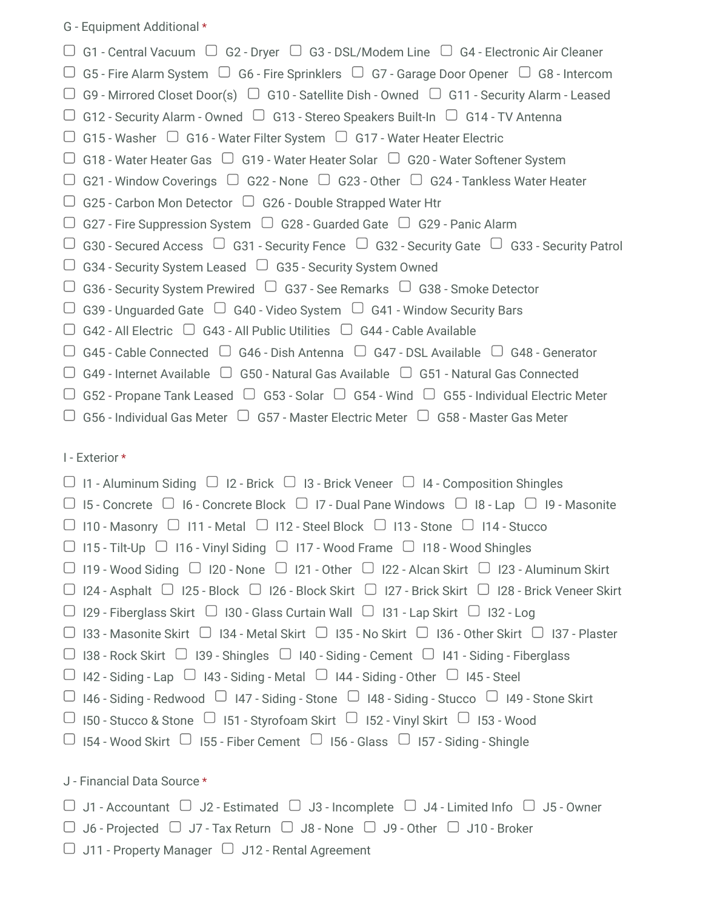G - Equipment Additional *

- [ ] G1 - Central Vacuum
- [ ] G2 - Dryer
- [ ] G3 - DSL/Modem Line
- [ ] G4 - Electronic Air Cleaner
- [ ] G5 - Fire Alarm System
- [ ] G6 - Fire Sprinklers
- [ ] G7 - Garage Door Opener
- [ ] G8 - Intercom
- [ ] G9 - Mirrored Closet Door(s)
- [ ] G10 - Satellite Dish - Owned
- [ ] G11 - Security Alarm - Leased
- [ ] G12 - Security Alarm - Owned
- [ ] G13 - Stereo Speakers Built-In
- [ ] G14 - TV Antenna
- [ ] G15 - Washer
- [ ] G16 - Water Filter System
- [ ] G17 - Water Heater Electric
- [ ] G18 - Water Heater Gas
- [ ] G19 - Water Heater Solar
- [ ] G20 - Water Softener System
- [ ] G21 - Window Coverings
- [ ] G22 - None
- [ ] G23 - Other
- [ ] G24 - Tankless Water Heater
- [ ] G25 - Carbon Mon Detector
- [ ] G26 - Double Strapped Water Htr
- [ ] G27 - Fire Suppression System
- [ ] G28 - Guarded Gate
- [ ] G29 - Panic Alarm
- [ ] G30 - Secured Access
- [ ] G31 - Security Fence
- [ ] G32 - Security Gate
- [ ] G33 - Security Patrol
- [ ] G34 - Security System Leased
- [ ] G35 - Security System Owned
- [ ] G36 - Security System Prewired
- [ ] G37 - See Remarks
- [ ] G38 - Smoke Detector
- [ ] G39 - Unguarded Gate
- [ ] G40 - Video System
- [ ] G41 - Window Security Bars
- [ ] G42 - All Electric
- [ ] G43 - All Public Utilities
- [ ] G44 - Cable Available
- [ ] G45 - Cable Connected
- [ ] G46 - Dish Antenna
- [ ] G47 - DSL Available
- [ ] G48 - Generator
- [ ] G49 - Internet Available
- [ ] G50 - Natural Gas Available
- [ ] G51 - Natural Gas Connected
- [ ] G52 - Propane Tank Leased
- [ ] G53 - Solar
- [ ] G54 - Wind
- [ ] G55 - Individual Electric Meter
- [ ] G56 - Individual Gas Meter
- [ ] G57 - Master Electric Meter
- [ ] G58 - Master Gas Meter

I - Exterior *

- [ ] I1 - Aluminum Siding
- [ ] I2 - Brick
- [ ] I3 - Brick Veneer
- [ ] I4 - Composition Shingles
- [ ] I5 - Concrete
- [ ] I6 - Concrete Block
- [ ] I7 - Dual Pane Windows
- [ ] I8 - Lap
- [ ] I9 - Masonite
- [ ] I10 - Masonry
- [ ] I11 - Metal
- [ ] I12 - Steel Block
- [ ] I13 - Stone
- [ ] I14 - Stucco
- [ ] I15 - Tilt-Up
- [ ] I16 - Vinyl Siding
- [ ] I17 - Wood Frame
- [ ] I18 - Wood Shingles
- [ ] I19 - Wood Siding
- [ ] I20 - None
- [ ] I21 - Other
- [ ] I22 - Alcan Skirt
- [ ] I23 - Aluminum Skirt
- [ ] I24 - Asphalt
- [ ] I25 - Block
- [ ] I26 - Block Skirt
- [ ] I27 - Brick Skirt
- [ ] I28 - Brick Veneer Skirt
- [ ] I29 - Fiberglass Skirt
- [ ] I30 - Glass Curtain Wall
- [ ] I31 - Lap Skirt
- [ ] I32 - Log
- [ ] I33 - Masonite Skirt
- [ ] I34 - Metal Skirt
- [ ] I35 - No Skirt
- [ ] I36 - Other Skirt
- [ ] I37 - Plaster
- [ ] I38 - Rock Skirt
- [ ] I39 - Shingles
- [ ] I40 - Siding - Cement
- [ ] I41 - Siding - Fiberglass
- [ ] I42 - Siding - Lap
- [ ] I43 - Siding - Metal
- [ ] I44 - Siding - Other
- [ ] I45 - Steel
- [ ] I46 - Siding - Redwood
- [ ] I47 - Siding - Stone
- [ ] I48 - Siding - Stucco
- [ ] I49 - Stone Skirt
- [ ] I50 - Stucco & Stone
- [ ] I51 - Styrofoam Skirt
- [ ] I52 - Vinyl Skirt
- [ ] I53 - Wood
- [ ] I54 - Wood Skirt
- [ ] I55 - Fiber Cement
- [ ] I56 - Glass
- [ ] I57 - Siding - Shingle

J - Financial Data Source *

- [ ] J1 - Accountant
- [ ] J2 - Estimated
- [ ] J3 - Incomplete
- [ ] J4 - Limited Info
- [ ] J5 - Owner
- [ ] J6 - Projected
- [ ] J7 - Tax Return
- [ ] J8 - None
- [ ] J9 - Other
- [ ] J10 - Broker
- [ ] J11 - Property Manager
- [ ] J12 - Rental Agreement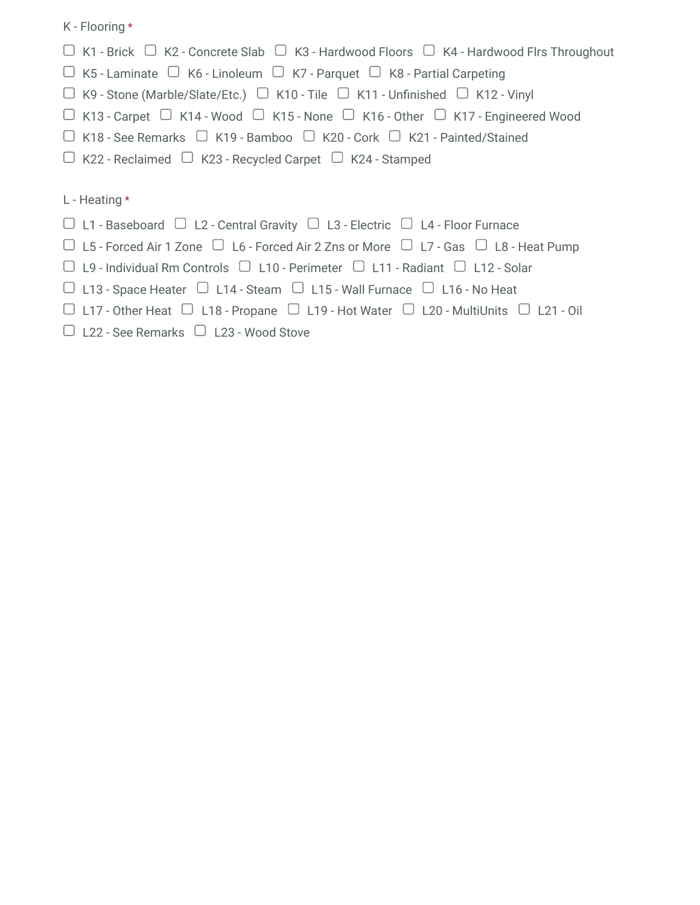K - Flooring *

- [ ] K1 - Brick
- [ ] K2 - Concrete Slab
- [ ] K3 - Hardwood Floors
- [ ] K4 - Hardwood Flrs Throughout
- [ ] K5 - Laminate
- [ ] K6 - Linoleum
- [ ] K7 - Parquet
- [ ] K8 - Partial Carpeting
- [ ] K9 - Stone (Marble/Slate/Etc.)
- [ ] K10 - Tile
- [ ] K11 - Unfinished
- [ ] K12 - Vinyl
- [ ] K13 - Carpet
- [ ] K14 - Wood
- [ ] K15 - None
- [ ] K16 - Other
- [ ] K17 - Engineered Wood
- [ ] K18 - See Remarks
- [ ] K19 - Bamboo
- [ ] K20 - Cork
- [ ] K21 - Painted/Stained
- [ ] K22 - Reclaimed
- [ ] K23 - Recycled Carpet
- [ ] K24 - Stamped

L - Heating *

- [ ] L1 - Baseboard
- [ ] L2 - Central Gravity
- [ ] L3 - Electric
- [ ] L4 - Floor Furnace
- [ ] L5 - Forced Air 1 Zone
- [ ] L6 - Forced Air 2 Zns or More
- [ ] L7 - Gas
- [ ] L8 - Heat Pump
- [ ] L9 - Individual Rm Controls
- [ ] L10 - Perimeter
- [ ] L11 - Radiant
- [ ] L12 - Solar
- [ ] L13 - Space Heater
- [ ] L14 - Steam
- [ ] L15 - Wall Furnace
- [ ] L16 - No Heat
- [ ] L17 - Other Heat
- [ ] L18 - Propane
- [ ] L19 - Hot Water
- [ ] L20 - MultiUnits
- [ ] L21 - Oil
- [ ] L22 - See Remarks
- [ ] L23 - Wood Stove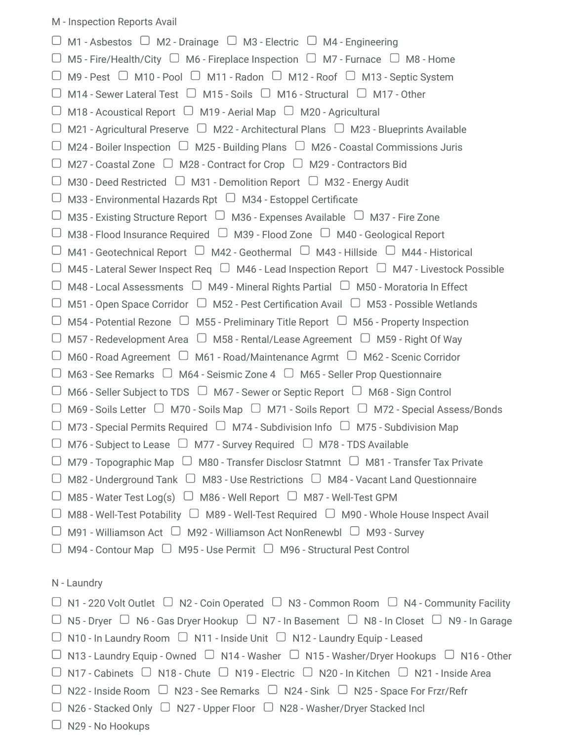M - Inspection Reports Avail

- [ ] M1 - Asbestos
- [ ] M2 - Drainage
- [ ] M3 - Electric
- [ ] M4 - Engineering
- [ ] M5 - Fire/Health/City
- [ ] M6 - Fireplace Inspection
- [ ] M7 - Furnace
- [ ] M8 - Home
- [ ] M9 - Pest
- [ ] M10 - Pool
- [ ] M11 - Radon
- [ ] M12 - Roof
- [ ] M13 - Septic System
- [ ] M14 - Sewer Lateral Test
- [ ] M15 - Soils
- [ ] M16 - Structural
- [ ] M17 - Other
- [ ] M18 - Acoustical Report
- [ ] M19 - Aerial Map
- [ ] M20 - Agricultural
- [ ] M21 - Agricultural Preserve
- [ ] M22 - Architectural Plans
- [ ] M23 - Blueprints Available
- [ ] M24 - Boiler Inspection
- [ ] M25 - Building Plans
- [ ] M26 - Coastal Commissions Juris
- [ ] M27 - Coastal Zone
- [ ] M28 - Contract for Crop
- [ ] M29 - Contractors Bid
- [ ] M30 - Deed Restricted
- [ ] M31 - Demolition Report
- [ ] M32 - Energy Audit
- [ ] M33 - Environmental Hazards Rpt
- [ ] M34 - Estoppel Certificate
- [ ] M35 - Existing Structure Report
- [ ] M36 - Expenses Available
- [ ] M37 - Fire Zone
- [ ] M38 - Flood Insurance Required
- [ ] M39 - Flood Zone
- [ ] M40 - Geological Report
- [ ] M41 - Geotechnical Report
- [ ] M42 - Geothermal
- [ ] M43 - Hillside
- [ ] M44 - Historical
- [ ] M45 - Lateral Sewer Inspect Req
- [ ] M46 - Lead Inspection Report
- [ ] M47 - Livestock Possible
- [ ] M48 - Local Assessments
- [ ] M49 - Mineral Rights Partial
- [ ] M50 - Moratoria In Effect
- [ ] M51 - Open Space Corridor
- [ ] M52 - Pest Certification Avail
- [ ] M53 - Possible Wetlands
- [ ] M54 - Potential Rezone
- [ ] M55 - Preliminary Title Report
- [ ] M56 - Property Inspection
- [ ] M57 - Redevelopment Area
- [ ] M58 - Rental/Lease Agreement
- [ ] M59 - Right Of Way
- [ ] M60 - Road Agreement
- [ ] M61 - Road/Maintenance Agrmt
- [ ] M62 - Scenic Corridor
- [ ] M63 - See Remarks
- [ ] M64 - Seismic Zone 4
- [ ] M65 - Seller Prop Questionnaire
- [ ] M66 - Seller Subject to TDS
- [ ] M67 - Sewer or Septic Report
- [ ] M68 - Sign Control
- [ ] M69 - Soils Letter
- [ ] M70 - Soils Map
- [ ] M71 - Soils Report
- [ ] M72 - Special Assess/Bonds
- [ ] M73 - Special Permits Required
- [ ] M74 - Subdivision Info
- [ ] M75 - Subdivision Map
- [ ] M76 - Subject to Lease
- [ ] M77 - Survey Required
- [ ] M78 - TDS Available
- [ ] M79 - Topographic Map
- [ ] M80 - Transfer Disclosr Statmnt
- [ ] M81 - Transfer Tax Private
- [ ] M82 - Underground Tank
- [ ] M83 - Use Restrictions
- [ ] M84 - Vacant Land Questionnaire
- [ ] M85 - Water Test Log(s)
- [ ] M86 - Well Report
- [ ] M87 - Well-Test GPM
- [ ] M88 - Well-Test Potability
- [ ] M89 - Well-Test Required
- [ ] M90 - Whole House Inspect Avail
- [ ] M91 - Williamson Act
- [ ] M92 - Williamson Act NonRenewbl
- [ ] M93 - Survey
- [ ] M94 - Contour Map
- [ ] M95 - Use Permit
- [ ] M96 - Structural Pest Control

N - Laundry

- [ ] N1 - 220 Volt Outlet
- [ ] N2 - Coin Operated
- [ ] N3 - Common Room
- [ ] N4 - Community Facility
- [ ] N5 - Dryer
- [ ] N6 - Gas Dryer Hookup
- [ ] N7 - In Basement
- [ ] N8 - In Closet
- [ ] N9 - In Garage
- [ ] N10 - In Laundry Room
- [ ] N11 - Inside Unit
- [ ] N12 - Laundry Equip - Leased
- [ ] N13 - Laundry Equip - Owned
- [ ] N14 - Washer
- [ ] N15 - Washer/Dryer Hookups
- [ ] N16 - Other
- [ ] N17 - Cabinets
- [ ] N18 - Chute
- [ ] N19 - Electric
- [ ] N20 - In Kitchen
- [ ] N21 - Inside Area
- [ ] N22 - Inside Room
- [ ] N23 - See Remarks
- [ ] N24 - Sink
- [ ] N25 - Space For Frzr/Refr
- [ ] N26 - Stacked Only
- [ ] N27 - Upper Floor
- [ ] N28 - Washer/Dryer Stacked Incl
- [ ] N29 - No Hookups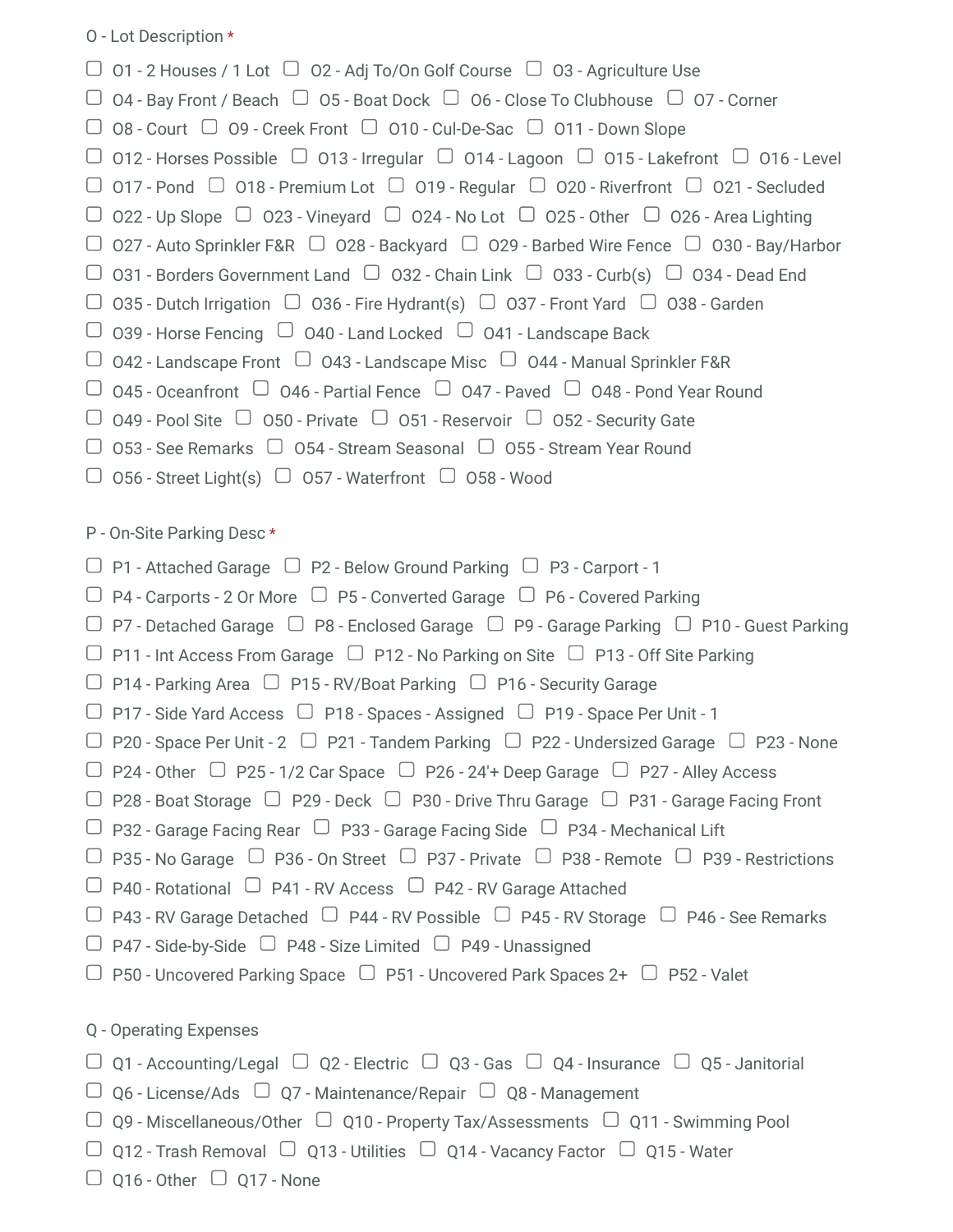O - Lot Description *

- [ ] O1 - 2 Houses / 1 Lot
- [ ] O2 - Adj To/On Golf Course
- [ ] O3 - Agriculture Use
- [ ] O4 - Bay Front / Beach
- [ ] O5 - Boat Dock
- [ ] O6 - Close To Clubhouse
- [ ] O7 - Corner
- [ ] O8 - Court
- [ ] O9 - Creek Front
- [ ] O10 - Cul-De-Sac
- [ ] O11 - Down Slope
- [ ] O12 - Horses Possible
- [ ] O13 - Irregular
- [ ] O14 - Lagoon
- [ ] O15 - Lakefront
- [ ] O16 - Level
- [ ] O17 - Pond
- [ ] O18 - Premium Lot
- [ ] O19 - Regular
- [ ] O20 - Riverfront
- [ ] O21 - Secluded
- [ ] O22 - Up Slope
- [ ] O23 - Vineyard
- [ ] O24 - No Lot
- [ ] O25 - Other
- [ ] O26 - Area Lighting
- [ ] O27 - Auto Sprinkler F&R
- [ ] O28 - Backyard
- [ ] O29 - Barbed Wire Fence
- [ ] O30 - Bay/Harbor
- [ ] O31 - Borders Government Land
- [ ] O32 - Chain Link
- [ ] O33 - Curb(s)
- [ ] O34 - Dead End
- [ ] O35 - Dutch Irrigation
- [ ] O36 - Fire Hydrant(s)
- [ ] O37 - Front Yard
- [ ] O38 - Garden
- [ ] O39 - Horse Fencing
- [ ] O40 - Land Locked
- [ ] O41 - Landscape Back
- [ ] O42 - Landscape Front
- [ ] O43 - Landscape Misc
- [ ] O44 - Manual Sprinkler F&R
- [ ] O45 - Oceanfront
- [ ] O46 - Partial Fence
- [ ] O47 - Paved
- [ ] O48 - Pond Year Round
- [ ] O49 - Pool Site
- [ ] O50 - Private
- [ ] O51 - Reservoir
- [ ] O52 - Security Gate
- [ ] O53 - See Remarks
- [ ] O54 - Stream Seasonal
- [ ] O55 - Stream Year Round
- [ ] O56 - Street Light(s)
- [ ] O57 - Waterfront
- [ ] O58 - Wood

P - On-Site Parking Desc *

- [ ] P1 - Attached Garage
- [ ] P2 - Below Ground Parking
- [ ] P3 - Carport - 1
- [ ] P4 - Carports - 2 Or More
- [ ] P5 - Converted Garage
- [ ] P6 - Covered Parking
- [ ] P7 - Detached Garage
- [ ] P8 - Enclosed Garage
- [ ] P9 - Garage Parking
- [ ] P10 - Guest Parking
- [ ] P11 - Int Access From Garage
- [ ] P12 - No Parking on Site
- [ ] P13 - Off Site Parking
- [ ] P14 - Parking Area
- [ ] P15 - RV/Boat Parking
- [ ] P16 - Security Garage
- [ ] P17 - Side Yard Access
- [ ] P18 - Spaces - Assigned
- [ ] P19 - Space Per Unit - 1
- [ ] P20 - Space Per Unit - 2
- [ ] P21 - Tandem Parking
- [ ] P22 - Undersized Garage
- [ ] P23 - None
- [ ] P24 - Other
- [ ] P25 - 1/2 Car Space
- [ ] P26 - 24'+ Deep Garage
- [ ] P27 - Alley Access
- [ ] P28 - Boat Storage
- [ ] P29 - Deck
- [ ] P30 - Drive Thru Garage
- [ ] P31 - Garage Facing Front
- [ ] P32 - Garage Facing Rear
- [ ] P33 - Garage Facing Side
- [ ] P34 - Mechanical Lift
- [ ] P35 - No Garage
- [ ] P36 - On Street
- [ ] P37 - Private
- [ ] P38 - Remote
- [ ] P39 - Restrictions
- [ ] P40 - Rotational
- [ ] P41 - RV Access
- [ ] P42 - RV Garage Attached
- [ ] P43 - RV Garage Detached
- [ ] P44 - RV Possible
- [ ] P45 - RV Storage
- [ ] P46 - See Remarks
- [ ] P47 - Side-by-Side
- [ ] P48 - Size Limited
- [ ] P49 - Unassigned
- [ ] P50 - Uncovered Parking Space
- [ ] P51 - Uncovered Park Spaces 2+
- [ ] P52 - Valet

Q - Operating Expenses

- [ ] Q1 - Accounting/Legal
- [ ] Q2 - Electric
- [ ] Q3 - Gas
- [ ] Q4 - Insurance
- [ ] Q5 - Janitorial
- [ ] Q6 - License/Ads
- [ ] Q7 - Maintenance/Repair
- [ ] Q8 - Management
- [ ] Q9 - Miscellaneous/Other
- [ ] Q10 - Property Tax/Assessments
- [ ] Q11 - Swimming Pool
- [ ] Q12 - Trash Removal
- [ ] Q13 - Utilities
- [ ] Q14 - Vacancy Factor
- [ ] Q15 - Water
- [ ] Q16 - Other
- [ ] Q17 - None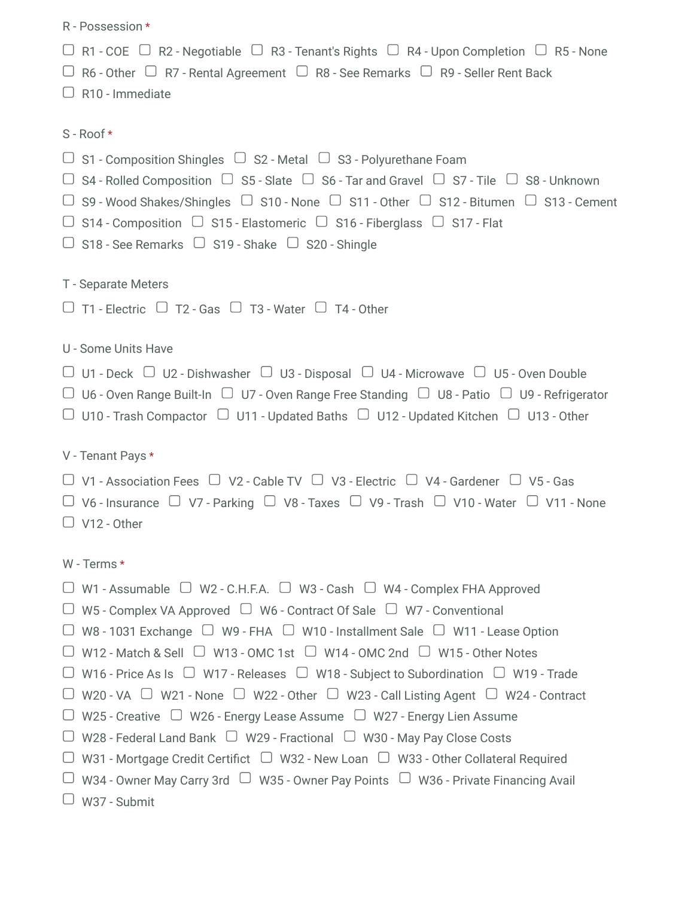R - Possession *

- [ ] R1 - COE
- [ ] R2 - Negotiable
- [ ] R3 - Tenant's Rights
- [ ] R4 - Upon Completion
- [ ] R5 - None
- [ ] R6 - Other
- [ ] R7 - Rental Agreement
- [ ] R8 - See Remarks
- [ ] R9 - Seller Rent Back
- [ ] R10 - Immediate

S - Roof *

- [ ] S1 - Composition Shingles
- [ ] S2 - Metal
- [ ] S3 - Polyurethane Foam
- [ ] S4 - Rolled Composition
- [ ] S5 - Slate
- [ ] S6 - Tar and Gravel
- [ ] S7 - Tile
- [ ] S8 - Unknown
- [ ] S9 - Wood Shakes/Shingles
- [ ] S10 - None
- [ ] S11 - Other
- [ ] S12 - Bitumen
- [ ] S13 - Cement
- [ ] S14 - Composition
- [ ] S15 - Elastomeric
- [ ] S16 - Fiberglass
- [ ] S17 - Flat
- [ ] S18 - See Remarks
- [ ] S19 - Shake
- [ ] S20 - Shingle

T - Separate Meters

- [ ] T1 - Electric
- [ ] T2 - Gas
- [ ] T3 - Water
- [ ] T4 - Other

U - Some Units Have

- [ ] U1 - Deck
- [ ] U2 - Dishwasher
- [ ] U3 - Disposal
- [ ] U4 - Microwave
- [ ] U5 - Oven Double
- [ ] U6 - Oven Range Built-In
- [ ] U7 - Oven Range Free Standing
- [ ] U8 - Patio
- [ ] U9 - Refrigerator
- [ ] U10 - Trash Compactor
- [ ] U11 - Updated Baths
- [ ] U12 - Updated Kitchen
- [ ] U13 - Other

V - Tenant Pays *

- [ ] V1 - Association Fees
- [ ] V2 - Cable TV
- [ ] V3 - Electric
- [ ] V4 - Gardener
- [ ] V5 - Gas
- [ ] V6 - Insurance
- [ ] V7 - Parking
- [ ] V8 - Taxes
- [ ] V9 - Trash
- [ ] V10 - Water
- [ ] V11 - None
- [ ] V12 - Other

W - Terms *

- [ ] W1 - Assumable
- [ ] W2 - C.H.F.A.
- [ ] W3 - Cash
- [ ] W4 - Complex FHA Approved
- [ ] W5 - Complex VA Approved
- [ ] W6 - Contract Of Sale
- [ ] W7 - Conventional
- [ ] W8 - 1031 Exchange
- [ ] W9 - FHA
- [ ] W10 - Installment Sale
- [ ] W11 - Lease Option
- [ ] W12 - Match & Sell
- [ ] W13 - OMC 1st
- [ ] W14 - OMC 2nd
- [ ] W15 - Other Notes
- [ ] W16 - Price As Is
- [ ] W17 - Releases
- [ ] W18 - Subject to Subordination
- [ ] W19 - Trade
- [ ] W20 - VA
- [ ] W21 - None
- [ ] W22 - Other
- [ ] W23 - Call Listing Agent
- [ ] W24 - Contract
- [ ] W25 - Creative
- [ ] W26 - Energy Lease Assume
- [ ] W27 - Energy Lien Assume
- [ ] W28 - Federal Land Bank
- [ ] W29 - Fractional
- [ ] W30 - May Pay Close Costs
- [ ] W31 - Mortgage Credit Certifict
- [ ] W32 - New Loan
- [ ] W33 - Other Collateral Required
- [ ] W34 - Owner May Carry 3rd
- [ ] W35 - Owner Pay Points
- [ ] W36 - Private Financing Avail
- [ ] W37 - Submit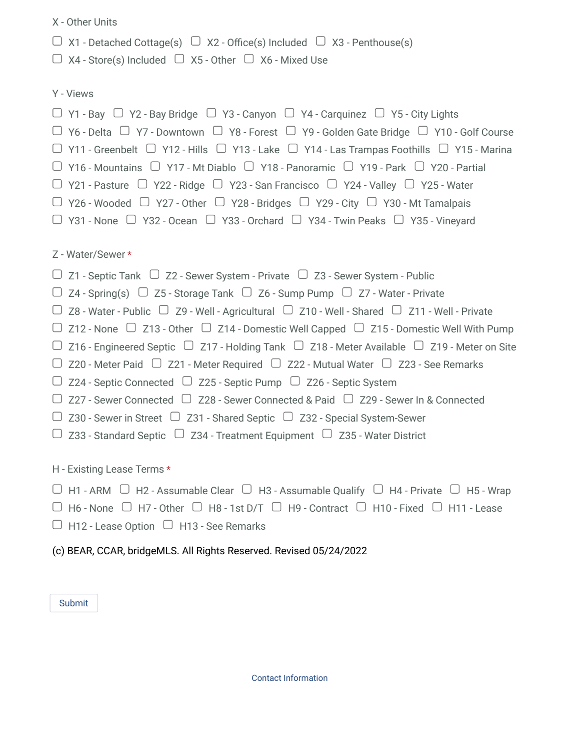X - Other Units

- [ ] X1 - Detached Cottage(s)
- [ ] X2 - Office(s) Included
- [ ] X3 - Penthouse(s)
- [ ] X4 - Store(s) Included
- [ ] X5 - Other
- [ ] X6 - Mixed Use

Y - Views

- [ ] Y1 - Bay
- [ ] Y2 - Bay Bridge
- [ ] Y3 - Canyon
- [ ] Y4 - Carquinez
- [ ] Y5 - City Lights
- [ ] Y6 - Delta
- [ ] Y7 - Downtown
- [ ] Y8 - Forest
- [ ] Y9 - Golden Gate Bridge
- [ ] Y10 - Golf Course
- [ ] Y11 - Greenbelt
- [ ] Y12 - Hills
- [ ] Y13 - Lake
- [ ] Y14 - Las Trampas Foothills
- [ ] Y15 - Marina
- [ ] Y16 - Mountains
- [ ] Y17 - Mt Diablo
- [ ] Y18 - Panoramic
- [ ] Y19 - Park
- [ ] Y20 - Partial
- [ ] Y21 - Pasture
- [ ] Y22 - Ridge
- [ ] Y23 - San Francisco
- [ ] Y24 - Valley
- [ ] Y25 - Water
- [ ] Y26 - Wooded
- [ ] Y27 - Other
- [ ] Y28 - Bridges
- [ ] Y29 - City
- [ ] Y30 - Mt Tamalpais
- [ ] Y31 - None
- [ ] Y32 - Ocean
- [ ] Y33 - Orchard
- [ ] Y34 - Twin Peaks
- [ ] Y35 - Vineyard

Z - Water/Sewer *

- [ ] Z1 - Septic Tank
- [ ] Z2 - Sewer System - Private
- [ ] Z3 - Sewer System - Public
- [ ] Z4 - Spring(s)
- [ ] Z5 - Storage Tank
- [ ] Z6 - Sump Pump
- [ ] Z7 - Water - Private
- [ ] Z8 - Water - Public
- [ ] Z9 - Well - Agricultural
- [ ] Z10 - Well - Shared
- [ ] Z11 - Well - Private
- [ ] Z12 - None
- [ ] Z13 - Other
- [ ] Z14 - Domestic Well Capped
- [ ] Z15 - Domestic Well With Pump
- [ ] Z16 - Engineered Septic
- [ ] Z17 - Holding Tank
- [ ] Z18 - Meter Available
- [ ] Z19 - Meter on Site
- [ ] Z20 - Meter Paid
- [ ] Z21 - Meter Required
- [ ] Z22 - Mutual Water
- [ ] Z23 - See Remarks
- [ ] Z24 - Septic Connected
- [ ] Z25 - Septic Pump
- [ ] Z26 - Septic System
- [ ] Z27 - Sewer Connected
- [ ] Z28 - Sewer Connected & Paid
- [ ] Z29 - Sewer In & Connected
- [ ] Z30 - Sewer in Street
- [ ] Z31 - Shared Septic
- [ ] Z32 - Special System-Sewer
- [ ] Z33 - Standard Septic
- [ ] Z34 - Treatment Equipment
- [ ] Z35 - Water District

H - Existing Lease Terms *

- [ ] H1 - ARM
- [ ] H2 - Assumable Clear
- [ ] H3 - Assumable Qualify
- [ ] H4 - Private
- [ ] H5 - Wrap
- [ ] H6 - None
- [ ] H7 - Other
- [ ] H8 - 1st D/T
- [ ] H9 - Contract
- [ ] H10 - Fixed
- [ ] H11 - Lease
- [ ] H12 - Lease Option
- [ ] H13 - See Remarks

(c) BEAR, CCAR, bridgeMLS. All Rights Reserved. Revised 05/24/2022

Submit

Contact Information